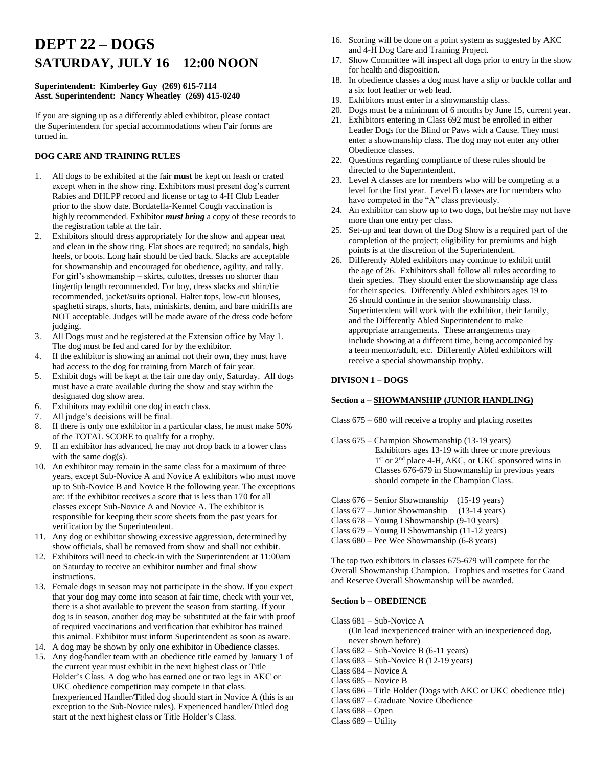# DEPT 22 – DOGS
## SATURDAY, JULY 16    12:00 NOON

**Superintendent: Kimberley Guy (269) 615-7114**
**Asst. Superintendent: Nancy Wheatley (269) 415-0240**

If you are signing up as a differently abled exhibitor, please contact the Superintendent for special accommodations when Fair forms are turned in.

### DOG CARE AND TRAINING RULES

1. All dogs to be exhibited at the fair **must** be kept on leash or crated except when in the show ring. Exhibitors must present dog's current Rabies and DHLPP record and license or tag to 4-H Club Leader prior to the show date. Bordatella-Kennel Cough vaccination is highly recommended. Exhibitor ***must bring*** a copy of these records to the registration table at the fair.
2. Exhibitors should dress appropriately for the show and appear neat and clean in the show ring. Flat shoes are required; no sandals, high heels, or boots. Long hair should be tied back. Slacks are acceptable for showmanship and encouraged for obedience, agility, and rally. For girl's showmanship – skirts, culottes, dresses no shorter than fingertip length recommended. For boy, dress slacks and shirt/tie recommended, jacket/suits optional. Halter tops, low-cut blouses, spaghetti straps, shorts, hats, miniskirts, denim, and bare midriffs are NOT acceptable. Judges will be made aware of the dress code before judging.
3. All Dogs must and be registered at the Extension office by May 1. The dog must be fed and cared for by the exhibitor.
4. If the exhibitor is showing an animal not their own, they must have had access to the dog for training from March of fair year.
5. Exhibit dogs will be kept at the fair one day only, Saturday. All dogs must have a crate available during the show and stay within the designated dog show area.
6. Exhibitors may exhibit one dog in each class.
7. All judge's decisions will be final.
8. If there is only one exhibitor in a particular class, he must make 50% of the TOTAL SCORE to qualify for a trophy.
9. If an exhibitor has advanced, he may not drop back to a lower class with the same dog(s).
10. An exhibitor may remain in the same class for a maximum of three years, except Sub-Novice A and Novice A exhibitors who must move up to Sub-Novice B and Novice B the following year. The exceptions are: if the exhibitor receives a score that is less than 170 for all classes except Sub-Novice A and Novice A. The exhibitor is responsible for keeping their score sheets from the past years for verification by the Superintendent.
11. Any dog or exhibitor showing excessive aggression, determined by show officials, shall be removed from show and shall not exhibit.
12. Exhibitors will need to check-in with the Superintendent at 11:00am on Saturday to receive an exhibitor number and final show instructions.
13. Female dogs in season may not participate in the show. If you expect that your dog may come into season at fair time, check with your vet, there is a shot available to prevent the season from starting. If your dog is in season, another dog may be substituted at the fair with proof of required vaccinations and verification that exhibitor has trained this animal. Exhibitor must inform Superintendent as soon as aware.
14. A dog may be shown by only one exhibitor in Obedience classes.
15. Any dog/handler team with an obedience title earned by January 1 of the current year must exhibit in the next highest class or Title Holder's Class. A dog who has earned one or two legs in AKC or UKC obedience competition may compete in that class. Inexperienced Handler/Titled dog should start in Novice A (this is an exception to the Sub-Novice rules). Experienced handler/Titled dog start at the next highest class or Title Holder's Class.
16. Scoring will be done on a point system as suggested by AKC and 4-H Dog Care and Training Project.
17. Show Committee will inspect all dogs prior to entry in the show for health and disposition.
18. In obedience classes a dog must have a slip or buckle collar and a six foot leather or web lead.
19. Exhibitors must enter in a showmanship class.
20. Dogs must be a minimum of 6 months by June 15, current year.
21. Exhibitors entering in Class 692 must be enrolled in either Leader Dogs for the Blind or Paws with a Cause. They must enter a showmanship class. The dog may not enter any other Obedience classes.
22. Questions regarding compliance of these rules should be directed to the Superintendent.
23. Level A classes are for members who will be competing at a level for the first year. Level B classes are for members who have competed in the "A" class previously.
24. An exhibitor can show up to two dogs, but he/she may not have more than one entry per class.
25. Set-up and tear down of the Dog Show is a required part of the completion of the project; eligibility for premiums and high points is at the discretion of the Superintendent.
26. Differently Abled exhibitors may continue to exhibit until the age of 26. Exhibitors shall follow all rules according to their species. They should enter the showmanship age class for their species. Differently Abled exhibitors ages 19 to 26 should continue in the senior showmanship class. Superintendent will work with the exhibitor, their family, and the Differently Abled Superintendent to make appropriate arrangements. These arrangements may include showing at a different time, being accompanied by a teen mentor/adult, etc. Differently Abled exhibitors will receive a special showmanship trophy.

### DIVISON 1 – DOGS

**Section a – SHOWMANSHIP (JUNIOR HANDLING)**

Class 675 – 680 will receive a trophy and placing rosettes

Class 675 – Champion Showmanship (13-19 years)
Exhibitors ages 13-19 with three or more previous 1st or 2nd place 4-H, AKC, or UKC sponsored wins in Classes 676-679 in Showmanship in previous years should compete in the Champion Class.

Class 676 – Senior Showmanship (15-19 years)
Class 677 – Junior Showmanship (13-14 years)
Class 678 – Young I Showmanship (9-10 years)
Class 679 – Young II Showmanship (11-12 years)
Class 680 – Pee Wee Showmanship (6-8 years)

The top two exhibitors in classes 675-679 will compete for the Overall Showmanship Champion. Trophies and rosettes for Grand and Reserve Overall Showmanship will be awarded.

**Section b – OBEDIENCE**

Class 681 – Sub-Novice A
(On lead inexperienced trainer with an inexperienced dog, never shown before)
Class 682 – Sub-Novice B (6-11 years)
Class 683 – Sub-Novice B (12-19 years)
Class 684 – Novice A
Class 685 – Novice B
Class 686 – Title Holder (Dogs with AKC or UKC obedience title)
Class 687 – Graduate Novice Obedience
Class 688 – Open
Class 689 – Utility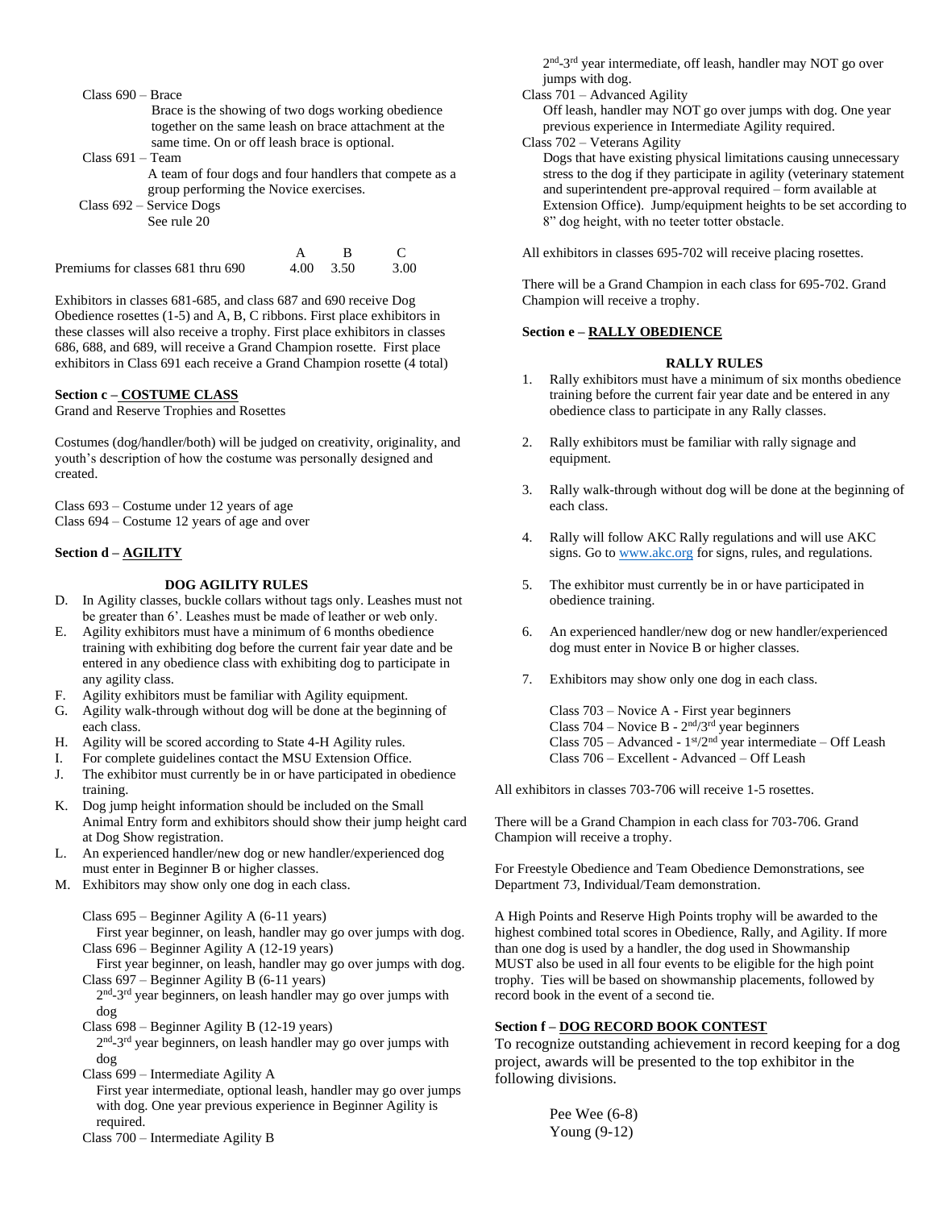Class 690 – Brace

Brace is the showing of two dogs working obedience together on the same leash on brace attachment at the same time. On or off leash brace is optional.

Class 691 – Team

A team of four dogs and four handlers that compete as a group performing the Novice exercises.

Class 692 – Service Dogs

See rule 20

| | A | B | C |
|---|---|---|---|
| Premiums for classes 681 thru 690 | 4.00 | 3.50 | 3.00 |

Exhibitors in classes 681-685, and class 687 and 690 receive Dog Obedience rosettes (1-5) and A, B, C ribbons. First place exhibitors in these classes will also receive a trophy. First place exhibitors in classes 686, 688, and 689, will receive a Grand Champion rosette. First place exhibitors in Class 691 each receive a Grand Champion rosette (4 total)

**Section c – COSTUME CLASS**

Grand and Reserve Trophies and Rosettes

Costumes (dog/handler/both) will be judged on creativity, originality, and youth's description of how the costume was personally designed and created.

Class 693 – Costume under 12 years of age

Class 694 – Costume 12 years of age and over

**Section d – AGILITY**

**DOG AGILITY RULES**

D. In Agility classes, buckle collars without tags only. Leashes must not be greater than 6'. Leashes must be made of leather or web only.
E. Agility exhibitors must have a minimum of 6 months obedience training with exhibiting dog before the current fair year date and be entered in any obedience class with exhibiting dog to participate in any agility class.
F. Agility exhibitors must be familiar with Agility equipment.
G. Agility walk-through without dog will be done at the beginning of each class.
H. Agility will be scored according to State 4-H Agility rules.
I. For complete guidelines contact the MSU Extension Office.
J. The exhibitor must currently be in or have participated in obedience training.
K. Dog jump height information should be included on the Small Animal Entry form and exhibitors should show their jump height card at Dog Show registration.
L. An experienced handler/new dog or new handler/experienced dog must enter in Beginner B or higher classes.
M. Exhibitors may show only one dog in each class.

Class 695 – Beginner Agility A (6-11 years)
First year beginner, on leash, handler may go over jumps with dog.

Class 696 – Beginner Agility A (12-19 years)
First year beginner, on leash, handler may go over jumps with dog.

Class 697 – Beginner Agility B (6-11 years)
2nd-3rd year beginners, on leash handler may go over jumps with dog

Class 698 – Beginner Agility B (12-19 years)
2nd-3rd year beginners, on leash handler may go over jumps with dog

Class 699 – Intermediate Agility A
First year intermediate, optional leash, handler may go over jumps with dog. One year previous experience in Beginner Agility is required.

Class 700 – Intermediate Agility B
2nd-3rd year intermediate, off leash, handler may NOT go over jumps with dog.

Class 701 – Advanced Agility
Off leash, handler may NOT go over jumps with dog. One year previous experience in Intermediate Agility required.

Class 702 – Veterans Agility
Dogs that have existing physical limitations causing unnecessary stress to the dog if they participate in agility (veterinary statement and superintendent pre-approval required – form available at Extension Office). Jump/equipment heights to be set according to 8" dog height, with no teeter totter obstacle.

All exhibitors in classes 695-702 will receive placing rosettes.

There will be a Grand Champion in each class for 695-702. Grand Champion will receive a trophy.

**Section e – RALLY OBEDIENCE**

**RALLY RULES**

1. Rally exhibitors must have a minimum of six months obedience training before the current fair year date and be entered in any obedience class to participate in any Rally classes.
2. Rally exhibitors must be familiar with rally signage and equipment.
3. Rally walk-through without dog will be done at the beginning of each class.
4. Rally will follow AKC Rally regulations and will use AKC signs. Go to www.akc.org for signs, rules, and regulations.
5. The exhibitor must currently be in or have participated in obedience training.
6. An experienced handler/new dog or new handler/experienced dog must enter in Novice B or higher classes.
7. Exhibitors may show only one dog in each class.

Class 703 – Novice A - First year beginners
Class 704 – Novice B - 2nd/3rd year beginners
Class 705 – Advanced - 1st/2nd year intermediate – Off Leash
Class 706 – Excellent - Advanced – Off Leash

All exhibitors in classes 703-706 will receive 1-5 rosettes.

There will be a Grand Champion in each class for 703-706. Grand Champion will receive a trophy.

For Freestyle Obedience and Team Obedience Demonstrations, see Department 73, Individual/Team demonstration.

A High Points and Reserve High Points trophy will be awarded to the highest combined total scores in Obedience, Rally, and Agility. If more than one dog is used by a handler, the dog used in Showmanship MUST also be used in all four events to be eligible for the high point trophy. Ties will be based on showmanship placements, followed by record book in the event of a second tie.

**Section f – DOG RECORD BOOK CONTEST**

To recognize outstanding achievement in record keeping for a dog project, awards will be presented to the top exhibitor in the following divisions.

Pee Wee (6-8)
Young (9-12)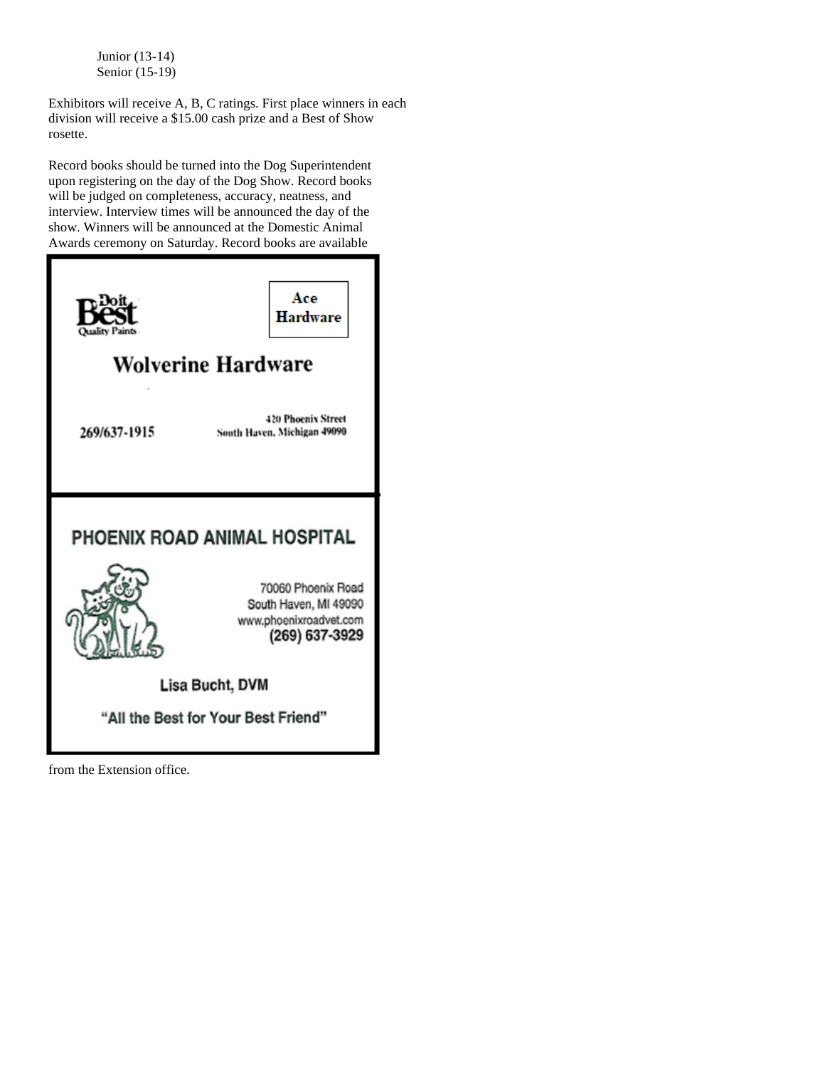Junior (13-14)
Senior (15-19)

Exhibitors will receive A, B, C ratings. First place winners in each division will receive a $15.00 cash prize and a Best of Show rosette.

Record books should be turned into the Dog Superintendent upon registering on the day of the Dog Show. Record books will be judged on completeness, accuracy, neatness, and interview. Interview times will be announced the day of the show. Winners will be announced at the Domestic Animal Awards ceremony on Saturday. Record books are available

Do it Best Quality Paints

Ace Hardware

**Wolverine Hardware**

269/637-1915

420 Phoenix Street
South Haven, Michigan 49090

**PHOENIX ROAD ANIMAL HOSPITAL**

70060 Phoenix Road
South Haven, MI 49090
www.phoenixroadvet.com
(269) 637-3929

Lisa Bucht, DVM

"All the Best for Your Best Friend"

from the Extension office.